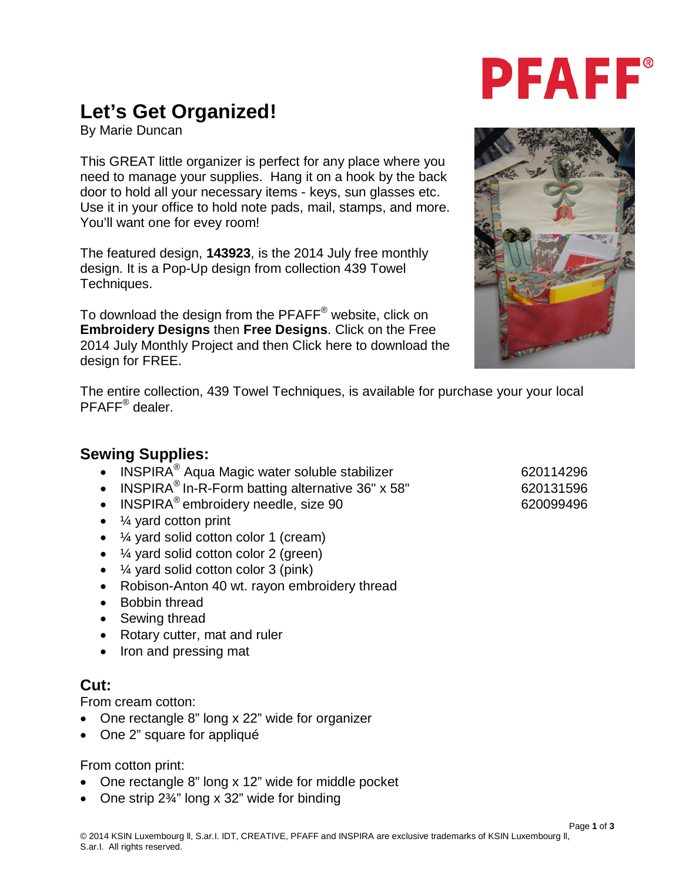# Let's Get Organized!

By Marie Duncan

This GREAT little organizer is perfect for any place where you need to manage your supplies. Hang it on a hook by the back door to hold all your necessary items - keys, sun glasses etc. Use it in your office to hold note pads, mail, stamps, and more. You'll want one for evey room!

The featured design, **143923**, is the 2014 July free monthly design. It is a Pop-Up design from collection 439 Towel Techniques.

To download the design from the PFAFF® website, click on **Embroidery Designs** then **Free Designs**. Click on the Free 2014 July Monthly Project and then Click here to download the design for FREE.

The entire collection, 439 Towel Techniques, is available for purchase your your local PFAFF® dealer.

## Sewing Supplies:

- INSPIRA® Aqua Magic water soluble stabilizer — 620114296
- INSPIRA® In-R-Form batting alternative 36" x 58" — 620131596
- INSPIRA® embroidery needle, size 90 — 620099496
- ¼ yard cotton print
- ¼ yard solid cotton color 1 (cream)
- ¼ yard solid cotton color 2 (green)
- ¼ yard solid cotton color 3 (pink)
- Robison-Anton 40 wt. rayon embroidery thread
- Bobbin thread
- Sewing thread
- Rotary cutter, mat and ruler
- Iron and pressing mat

## Cut:

From cream cotton:

- One rectangle 8" long x 22" wide for organizer
- One 2" square for appliqué

From cotton print:

- One rectangle 8" long x 12" wide for middle pocket
- One strip 2¾" long x 32" wide for binding

© 2014 KSIN Luxembourg II, S.ar.I. IDT, CREATIVE, PFAFF and INSPIRA are exclusive trademarks of KSIN Luxembourg II, S.ar.I. All rights reserved.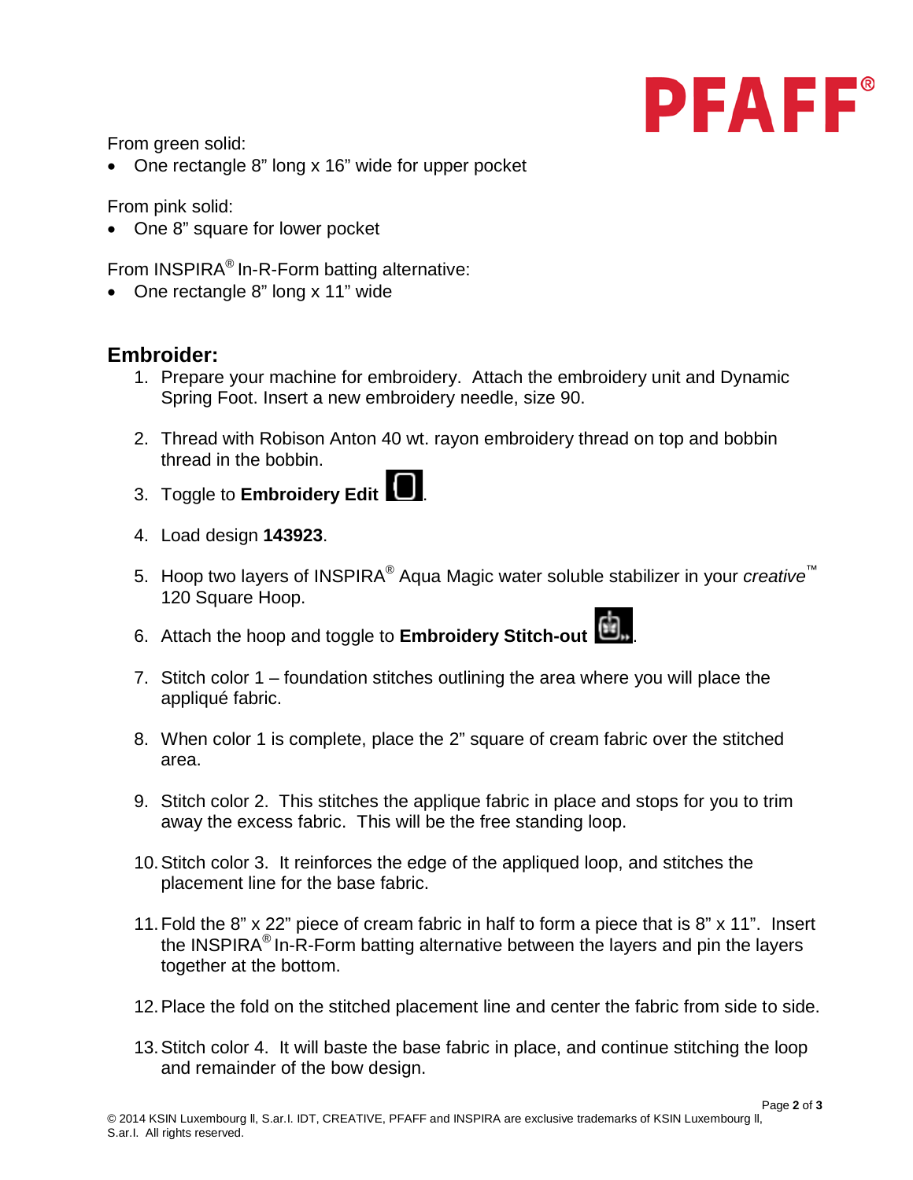From green solid:

- One rectangle 8" long x 16" wide for upper pocket

From pink solid:

- One 8" square for lower pocket

From INSPIRA® In-R-Form batting alternative:

- One rectangle 8" long x 11" wide

## Embroider:

1. Prepare your machine for embroidery. Attach the embroidery unit and Dynamic Spring Foot. Insert a new embroidery needle, size 90.
2. Thread with Robison Anton 40 wt. rayon embroidery thread on top and bobbin thread in the bobbin.
3. Toggle to **Embroidery Edit** .
4. Load design **143923**.
5. Hoop two layers of INSPIRA® Aqua Magic water soluble stabilizer in your *creative*™ 120 Square Hoop.
6. Attach the hoop and toggle to **Embroidery Stitch-out** .
7. Stitch color 1 – foundation stitches outlining the area where you will place the appliqué fabric.
8. When color 1 is complete, place the 2" square of cream fabric over the stitched area.
9. Stitch color 2. This stitches the applique fabric in place and stops for you to trim away the excess fabric. This will be the free standing loop.
10. Stitch color 3. It reinforces the edge of the appliqued loop, and stitches the placement line for the base fabric.
11. Fold the 8" x 22" piece of cream fabric in half to form a piece that is 8" x 11". Insert the INSPIRA® In-R-Form batting alternative between the layers and pin the layers together at the bottom.
12. Place the fold on the stitched placement line and center the fabric from side to side.
13. Stitch color 4. It will baste the base fabric in place, and continue stitching the loop and remainder of the bow design.

© 2014 KSIN Luxembourg II, S.ar.l. IDT, CREATIVE, PFAFF and INSPIRA are exclusive trademarks of KSIN Luxembourg II, S.ar.l. All rights reserved.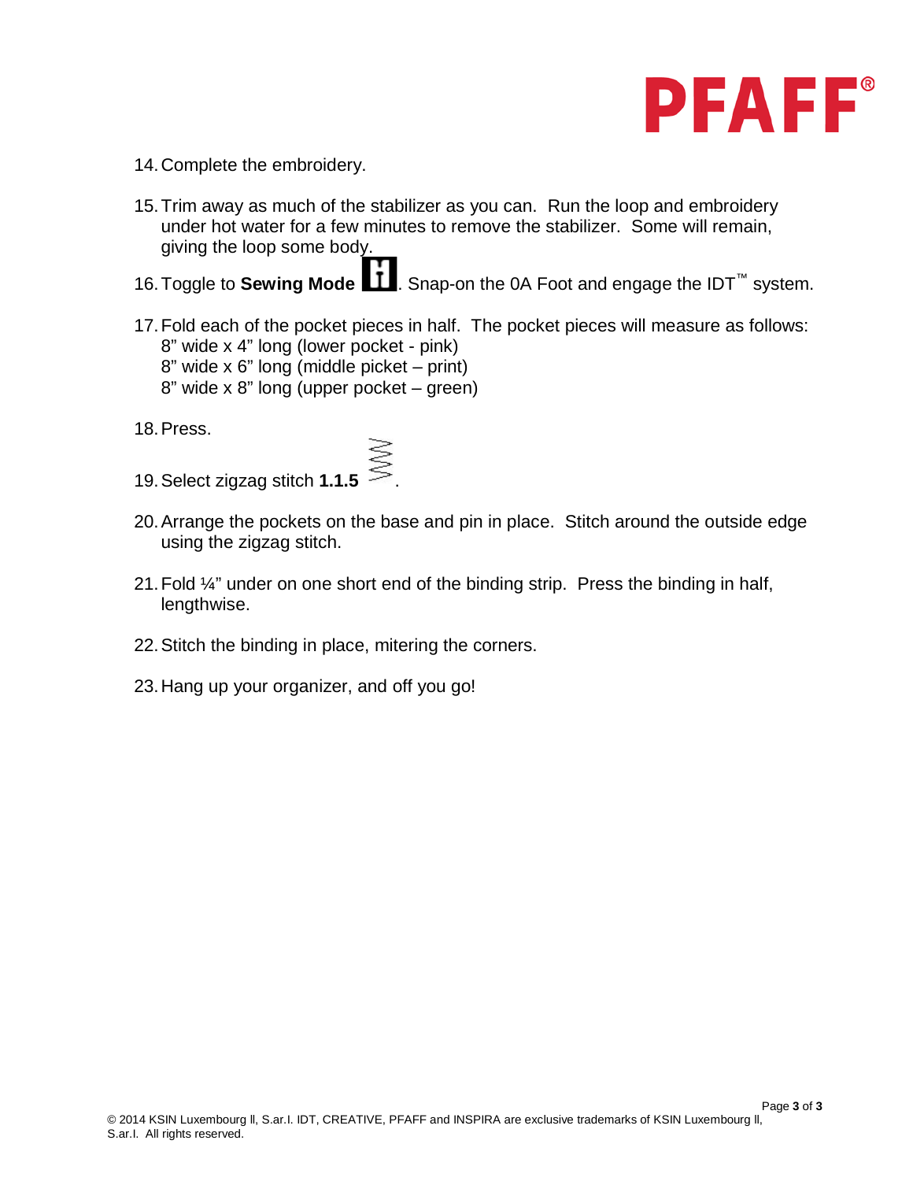PFAFF®

14. Complete the embroidery.

15. Trim away as much of the stabilizer as you can. Run the loop and embroidery under hot water for a few minutes to remove the stabilizer. Some will remain, giving the loop some body.

16. Toggle to **Sewing Mode**. Snap-on the 0A Foot and engage the IDT™ system.

17. Fold each of the pocket pieces in half. The pocket pieces will measure as follows:
    8" wide x 4" long (lower pocket - pink)
    8" wide x 6" long (middle picket – print)
    8" wide x 8" long (upper pocket – green)

18. Press.

19. Select zigzag stitch **1.1.5**.

20. Arrange the pockets on the base and pin in place. Stitch around the outside edge using the zigzag stitch.

21. Fold ¼" under on one short end of the binding strip. Press the binding in half, lengthwise.

22. Stitch the binding in place, mitering the corners.

23. Hang up your organizer, and off you go!

© 2014 KSIN Luxembourg II, S.ar.l. IDT, CREATIVE, PFAFF and INSPIRA are exclusive trademarks of KSIN Luxembourg II, S.ar.l. All rights reserved.